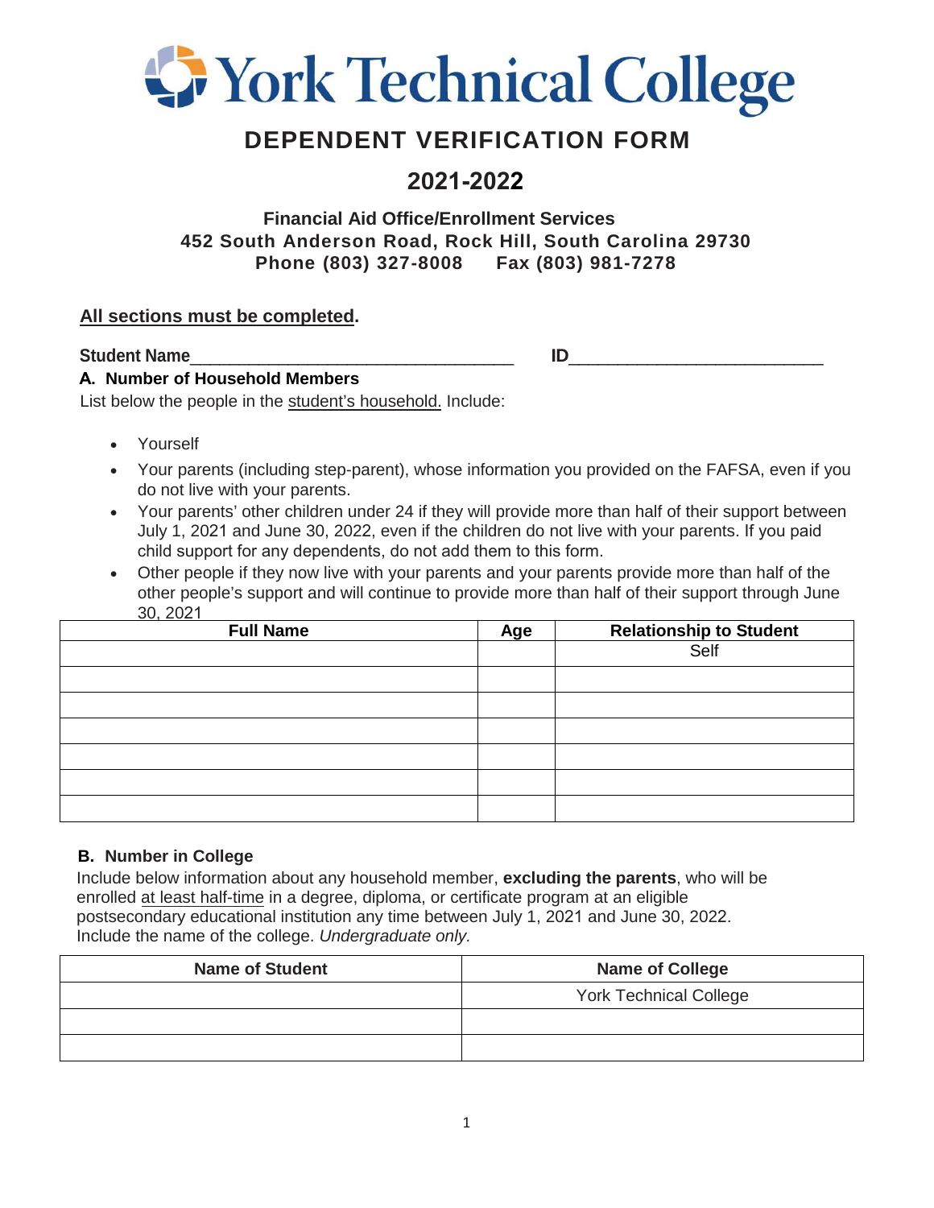# York Technical College

## DEPENDENT VERIFICATION FORM

## 2021-2022

**Financial Aid Office/Enrollment Services**
**452 South Anderson Road, Rock Hill, South Carolina 29730**
**Phone (803) 327-8008 Fax (803) 981-7278**

**All sections must be completed.**

**Student Name**__________________________________ **ID**__________________________

### A. Number of Household Members

List below the people in the student's household. Include:

- Yourself
- Your parents (including step-parent), whose information you provided on the FAFSA, even if you do not live with your parents.
- Your parents' other children under 24 if they will provide more than half of their support between July 1, 2021 and June 30, 2022, even if the children do not live with your parents. If you paid child support for any dependents, do not add them to this form.
- Other people if they now live with your parents and your parents provide more than half of the other people's support and will continue to provide more than half of their support through June 30, 2021

| Full Name | Age | Relationship to Student |
|---|---|---|
| | | Self |
| | | |
| | | |
| | | |
| | | |
| | | |
| | | |

### B. Number in College

Include below information about any household member, **excluding the parents**, who will be enrolled at least half-time in a degree, diploma, or certificate program at an eligible postsecondary educational institution any time between July 1, 2021 and June 30, 2022. Include the name of the college. *Undergraduate only.*

| Name of Student | Name of College |
|---|---|
| | York Technical College |
| | |
| | |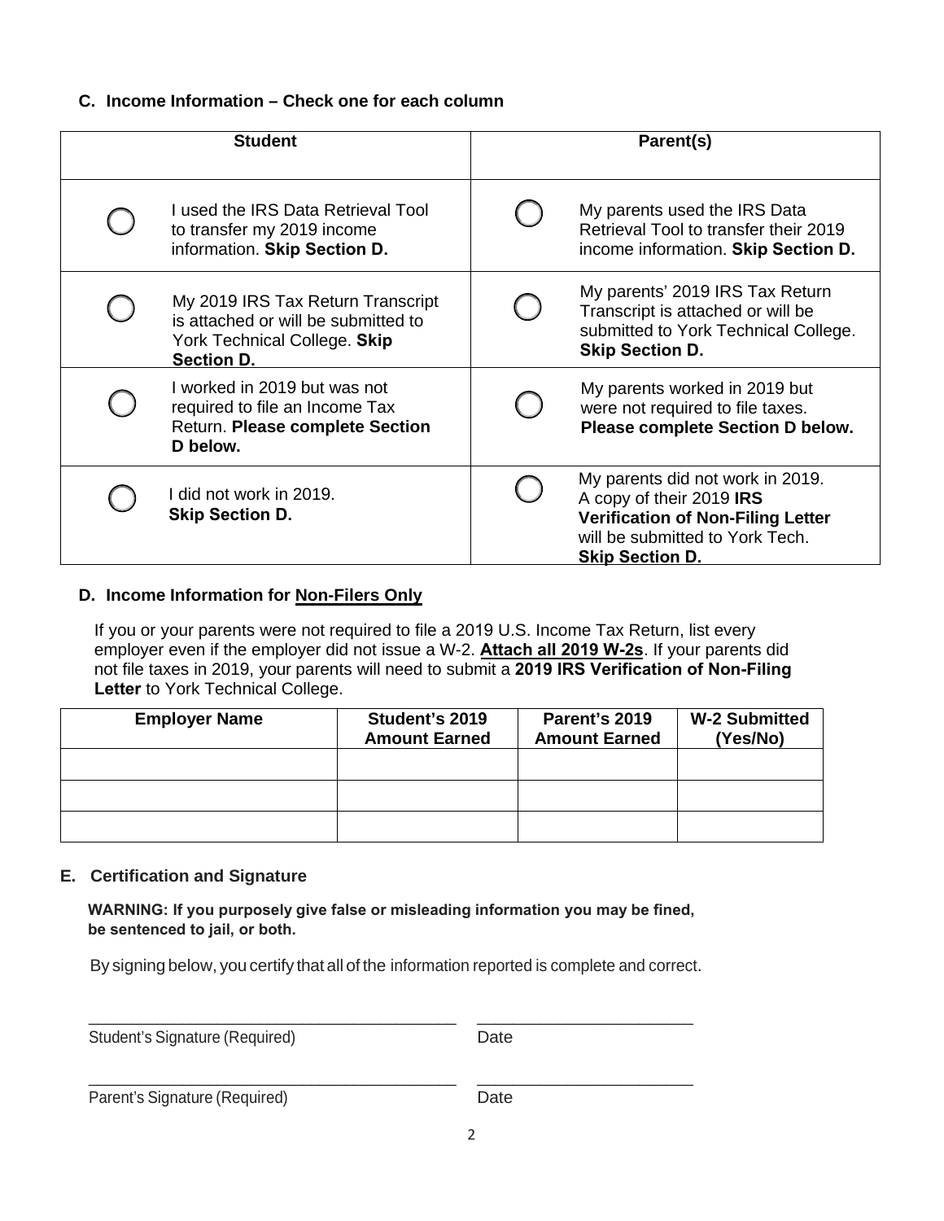### C. Income Information – Check one for each column

| Student | | Parent(s) | |
|---|---|---|---|
| ◯ | I used the IRS Data Retrieval Tool to transfer my 2019 income information. **Skip Section D.** | ◯ | My parents used the IRS Data Retrieval Tool to transfer their 2019 income information. **Skip Section D.** |
| ◯ | My 2019 IRS Tax Return Transcript is attached or will be submitted to York Technical College. **Skip Section D.** | ◯ | My parents' 2019 IRS Tax Return Transcript is attached or will be submitted to York Technical College. **Skip Section D.** |
| ◯ | I worked in 2019 but was not required to file an Income Tax Return. **Please complete Section D below.** | ◯ | My parents worked in 2019 but were not required to file taxes. **Please complete Section D below.** |
| ◯ | I did not work in 2019. **Skip Section D.** | ◯ | My parents did not work in 2019. A copy of their 2019 **IRS Verification of Non-Filing Letter** will be submitted to York Tech. **Skip Section D.** |

### D. Income Information for Non-Filers Only

If you or your parents were not required to file a 2019 U.S. Income Tax Return, list every employer even if the employer did not issue a W-2. **Attach all 2019 W-2s**. If your parents did not file taxes in 2019, your parents will need to submit a **2019 IRS Verification of Non-Filing Letter** to York Technical College.

| Employer Name | Student's 2019 Amount Earned | Parent's 2019 Amount Earned | W-2 Submitted (Yes/No) |
|---|---|---|---|
| | | | |
| | | | |
| | | | |

### E. Certification and Signature

**WARNING: If you purposely give false or misleading information you may be fined, be sentenced to jail, or both.**

By signing below, you certify that all of the information reported is complete and correct.

\_\_\_\_\_\_\_\_\_\_\_\_\_\_\_\_\_\_\_\_\_\_\_\_\_\_\_\_\_\_\_\_\_\_\_\_\_\_\_\_ \_\_\_\_\_\_\_\_\_\_\_\_\_\_\_\_\_\_\_\_\_\_\_\_

Student's Signature (Required) Date

\_\_\_\_\_\_\_\_\_\_\_\_\_\_\_\_\_\_\_\_\_\_\_\_\_\_\_\_\_\_\_\_\_\_\_\_\_\_\_\_ \_\_\_\_\_\_\_\_\_\_\_\_\_\_\_\_\_\_\_\_\_\_\_\_

Parent's Signature (Required) Date